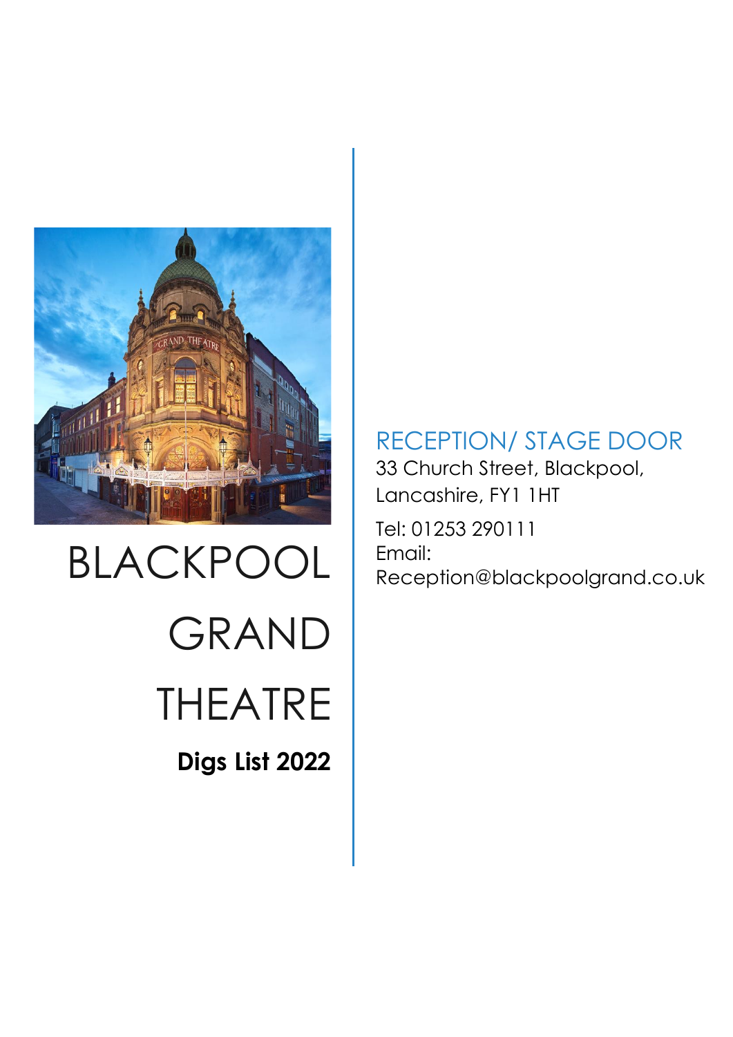# BLACKPOOL GRAND THEATRE

**Digs List 2022**

## RECEPTION/ STAGE DOOR

33 Church Street, Blackpool, Lancashire, FY1 1HT

Tel: 01253 290111

Email: Reception@blackpoolgrand.co.uk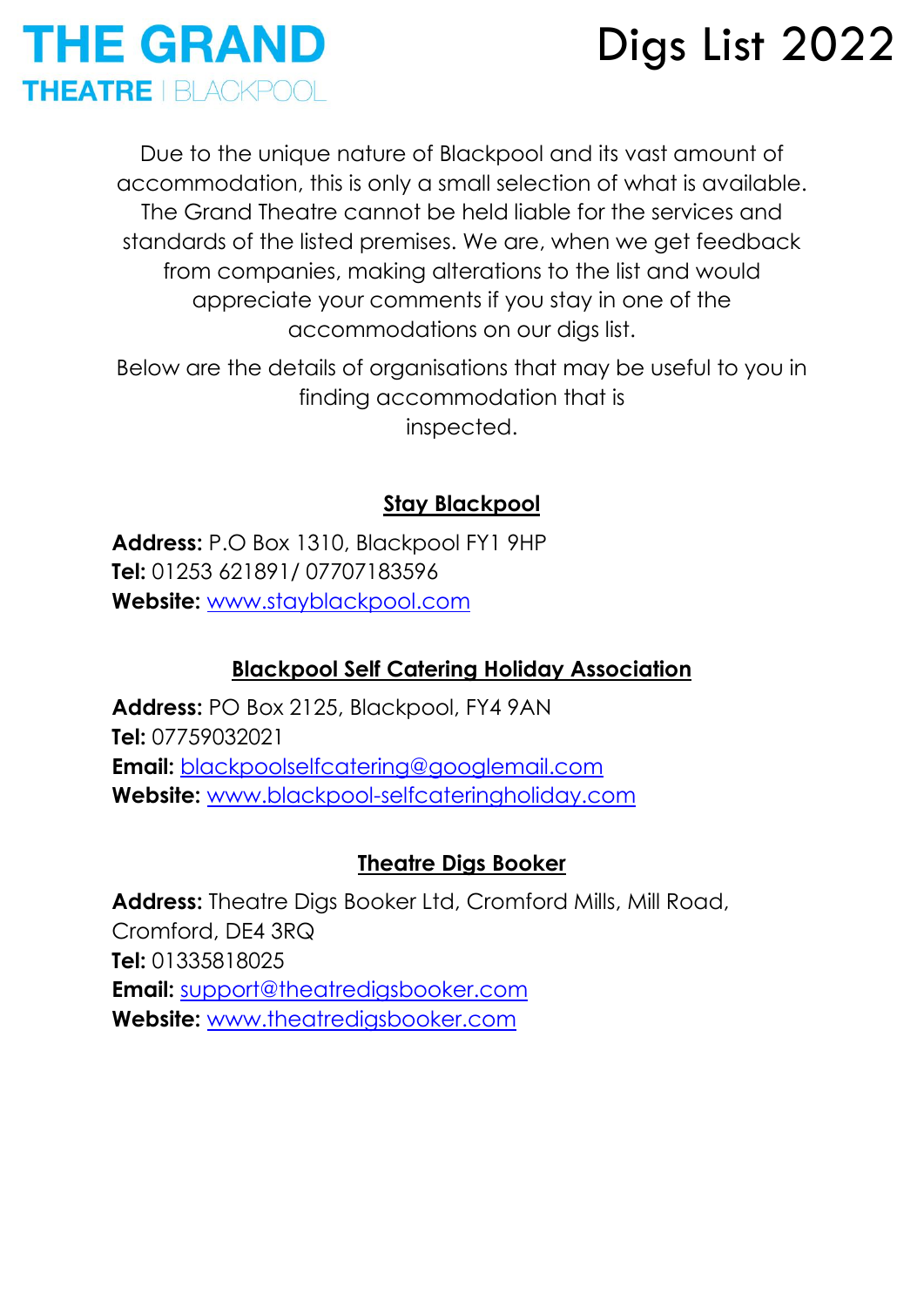# THE GRAND THEATRE | BLACKPOOL

# Digs List 2022

Due to the unique nature of Blackpool and its vast amount of accommodation, this is only a small selection of what is available. The Grand Theatre cannot be held liable for the services and standards of the listed premises. We are, when we get feedback from companies, making alterations to the list and would appreciate your comments if you stay in one of the accommodations on our digs list.

Below are the details of organisations that may be useful to you in finding accommodation that is inspected.

## Stay Blackpool

**Address:** P.O Box 1310, Blackpool FY1 9HP
**Tel:** 01253 621891/ 07707183596
**Website:** www.stayblackpool.com

## Blackpool Self Catering Holiday Association

**Address:** PO Box 2125, Blackpool, FY4 9AN
**Tel:** 07759032021
**Email:** blackpoolselfcatering@googlemail.com
**Website:** www.blackpool-selfcateringholiday.com

## Theatre Digs Booker

**Address:** Theatre Digs Booker Ltd, Cromford Mills, Mill Road, Cromford, DE4 3RQ
**Tel:** 01335818025
**Email:** support@theatredigsbooker.com
**Website:** www.theatredigsbooker.com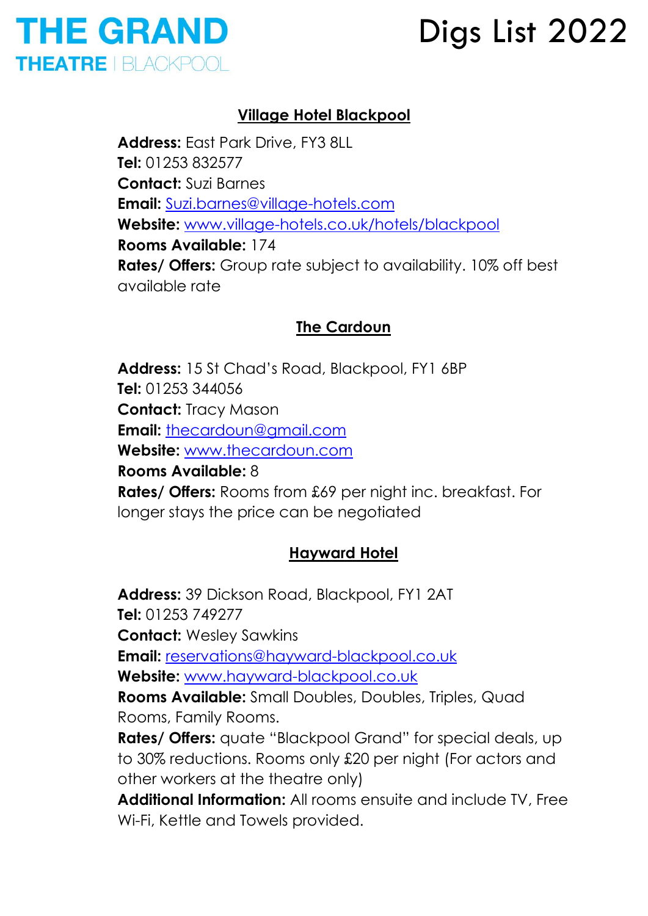# THE GRAND THEATRE | BLACKPOOL

# Digs List 2022

## Village Hotel Blackpool

**Address:** East Park Drive, FY3 8LL
**Tel:** 01253 832577
**Contact:** Suzi Barnes
**Email:** Suzi.barnes@village-hotels.com
**Website:** www.village-hotels.co.uk/hotels/blackpool
**Rooms Available:** 174
**Rates/ Offers:** Group rate subject to availability. 10% off best available rate

## The Cardoun

**Address:** 15 St Chad's Road, Blackpool, FY1 6BP
**Tel:** 01253 344056
**Contact:** Tracy Mason
**Email:** thecardoun@gmail.com
**Website:** www.thecardoun.com
**Rooms Available:** 8
**Rates/ Offers:** Rooms from £69 per night inc. breakfast. For longer stays the price can be negotiated

## Hayward Hotel

**Address:** 39 Dickson Road, Blackpool, FY1 2AT
**Tel:** 01253 749277
**Contact:** Wesley Sawkins
**Email:** reservations@hayward-blackpool.co.uk
**Website:** www.hayward-blackpool.co.uk
**Rooms Available:** Small Doubles, Doubles, Triples, Quad Rooms, Family Rooms.
**Rates/ Offers:** quate "Blackpool Grand" for special deals, up to 30% reductions. Rooms only £20 per night (For actors and other workers at the theatre only)
**Additional Information:** All rooms ensuite and include TV, Free Wi-Fi, Kettle and Towels provided.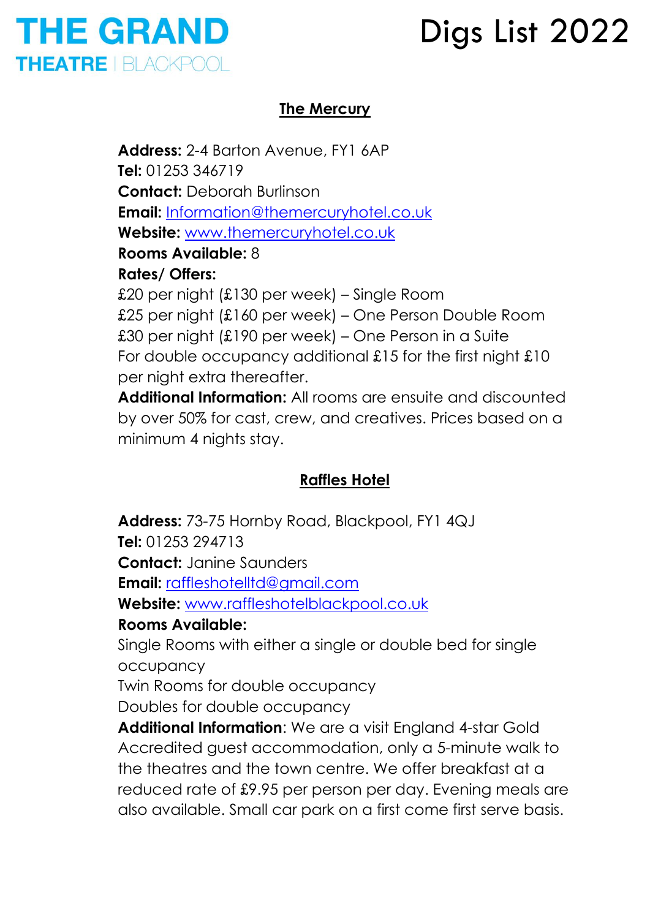## The Mercury

**Address:** 2-4 Barton Avenue, FY1 6AP
**Tel:** 01253 346719
**Contact:** Deborah Burlinson
**Email:** Information@themercuryhotel.co.uk
**Website:** www.themercuryhotel.co.uk
**Rooms Available:** 8
**Rates/ Offers:**
£20 per night (£130 per week) – Single Room
£25 per night (£160 per week) – One Person Double Room
£30 per night (£190 per week) – One Person in a Suite
For double occupancy additional £15 for the first night £10 per night extra thereafter.
**Additional Information:** All rooms are ensuite and discounted by over 50% for cast, crew, and creatives. Prices based on a minimum 4 nights stay.

## Raffles Hotel

**Address:** 73-75 Hornby Road, Blackpool, FY1 4QJ
**Tel:** 01253 294713
**Contact:** Janine Saunders
**Email:** raffleshotelltd@gmail.com
**Website:** www.raffleshotelblackpool.co.uk
**Rooms Available:**
Single Rooms with either a single or double bed for single occupancy
Twin Rooms for double occupancy
Doubles for double occupancy
**Additional Information**: We are a visit England 4-star Gold Accredited guest accommodation, only a 5-minute walk to the theatres and the town centre. We offer breakfast at a reduced rate of £9.95 per person per day. Evening meals are also available. Small car park on a first come first serve basis.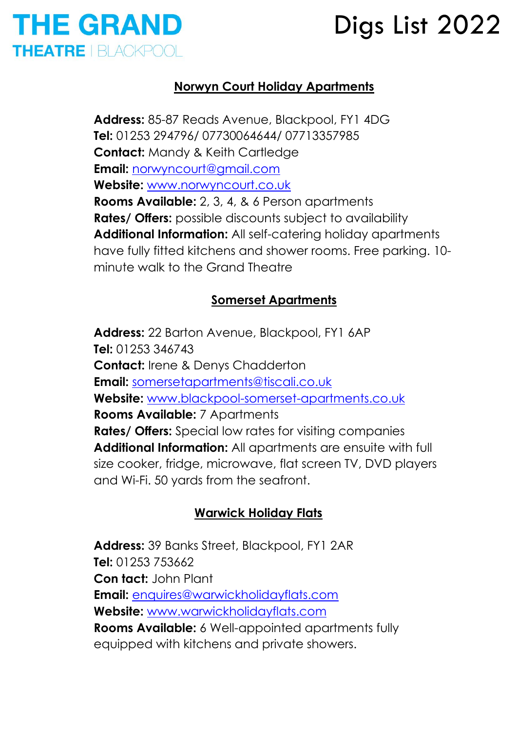## Norwyn Court Holiday Apartments

**Address:** 85-87 Reads Avenue, Blackpool, FY1 4DG
**Tel:** 01253 294796/ 07730064644/ 07713357985
**Contact:** Mandy & Keith Cartledge
**Email:** norwyncourt@gmail.com
**Website:** www.norwyncourt.co.uk
**Rooms Available:** 2, 3, 4, & 6 Person apartments
**Rates/ Offers:** possible discounts subject to availability
**Additional Information:** All self-catering holiday apartments have fully fitted kitchens and shower rooms. Free parking. 10-minute walk to the Grand Theatre

## Somerset Apartments

**Address:** 22 Barton Avenue, Blackpool, FY1 6AP
**Tel:** 01253 346743
**Contact:** Irene & Denys Chadderton
**Email:** somersetapartments@tiscali.co.uk
**Website:** www.blackpool-somerset-apartments.co.uk
**Rooms Available:** 7 Apartments
**Rates/ Offers:** Special low rates for visiting companies
**Additional Information:** All apartments are ensuite with full size cooker, fridge, microwave, flat screen TV, DVD players and Wi-Fi. 50 yards from the seafront.

## Warwick Holiday Flats

**Address:** 39 Banks Street, Blackpool, FY1 2AR
**Tel:** 01253 753662
**Con tact:** John Plant
**Email:** enquires@warwickholidayflats.com
**Website:** www.warwickholidayflats.com
**Rooms Available:** 6 Well-appointed apartments fully equipped with kitchens and private showers.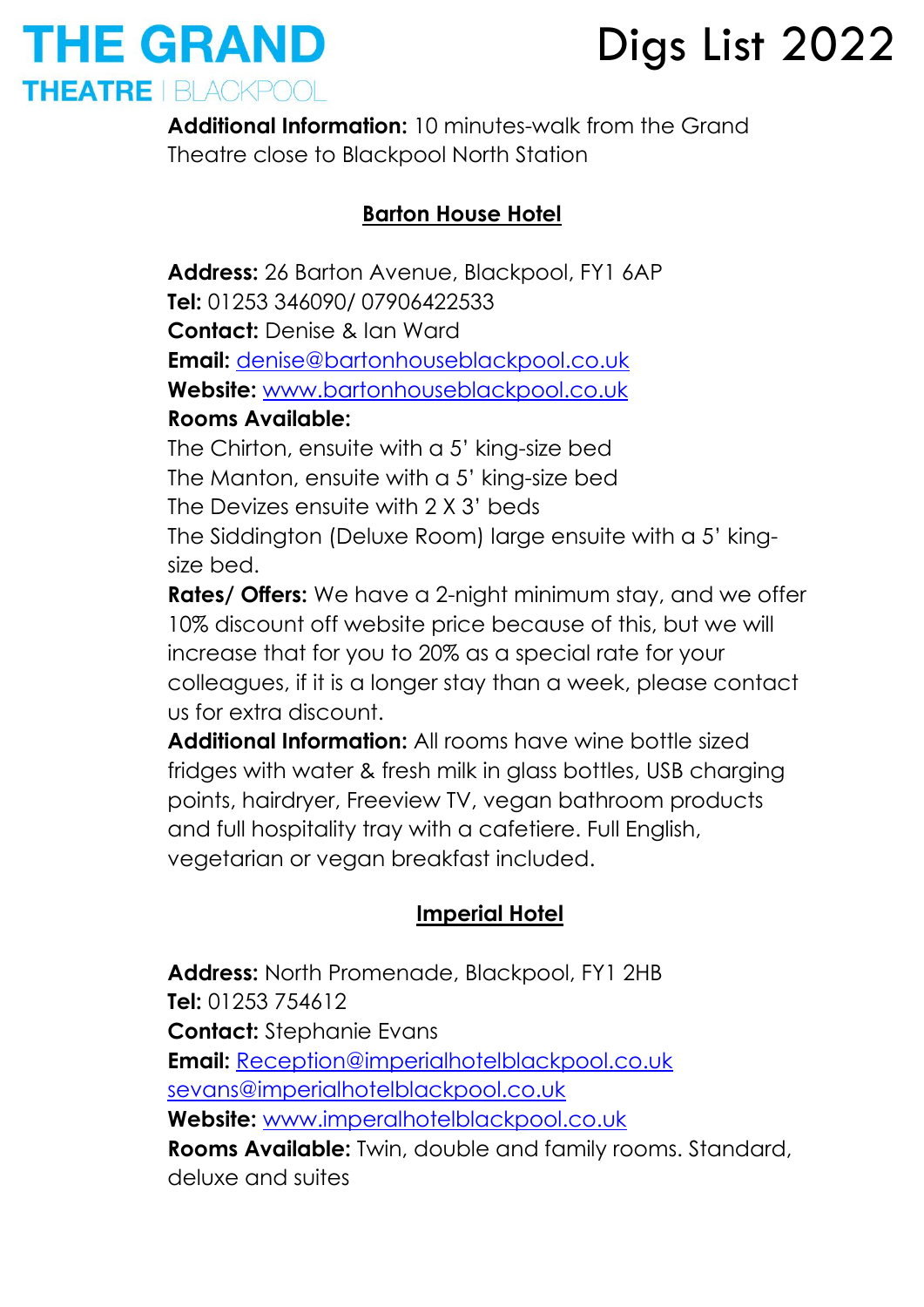**Additional Information:** 10 minutes-walk from the Grand Theatre close to Blackpool North Station

## Barton House Hotel

**Address:** 26 Barton Avenue, Blackpool, FY1 6AP
**Tel:** 01253 346090/ 07906422533
**Contact:** Denise & Ian Ward
**Email:** denise@bartonhouseblackpool.co.uk
**Website:** www.bartonhouseblackpool.co.uk
**Rooms Available:**
The Chirton, ensuite with a 5' king-size bed
The Manton, ensuite with a 5' king-size bed
The Devizes ensuite with 2 X 3' beds
The Siddington (Deluxe Room) large ensuite with a 5' king-size bed.
**Rates/ Offers:** We have a 2-night minimum stay, and we offer 10% discount off website price because of this, but we will increase that for you to 20% as a special rate for your colleagues, if it is a longer stay than a week, please contact us for extra discount.
**Additional Information:** All rooms have wine bottle sized fridges with water & fresh milk in glass bottles, USB charging points, hairdryer, Freeview TV, vegan bathroom products and full hospitality tray with a cafetiere. Full English, vegetarian or vegan breakfast included.

## Imperial Hotel

**Address:** North Promenade, Blackpool, FY1 2HB
**Tel:** 01253 754612
**Contact:** Stephanie Evans
**Email:** Reception@imperialhotelblackpool.co.uk
sevans@imperialhotelblackpool.co.uk
**Website:** www.imperalhotelblackpool.co.uk
**Rooms Available:** Twin, double and family rooms. Standard, deluxe and suites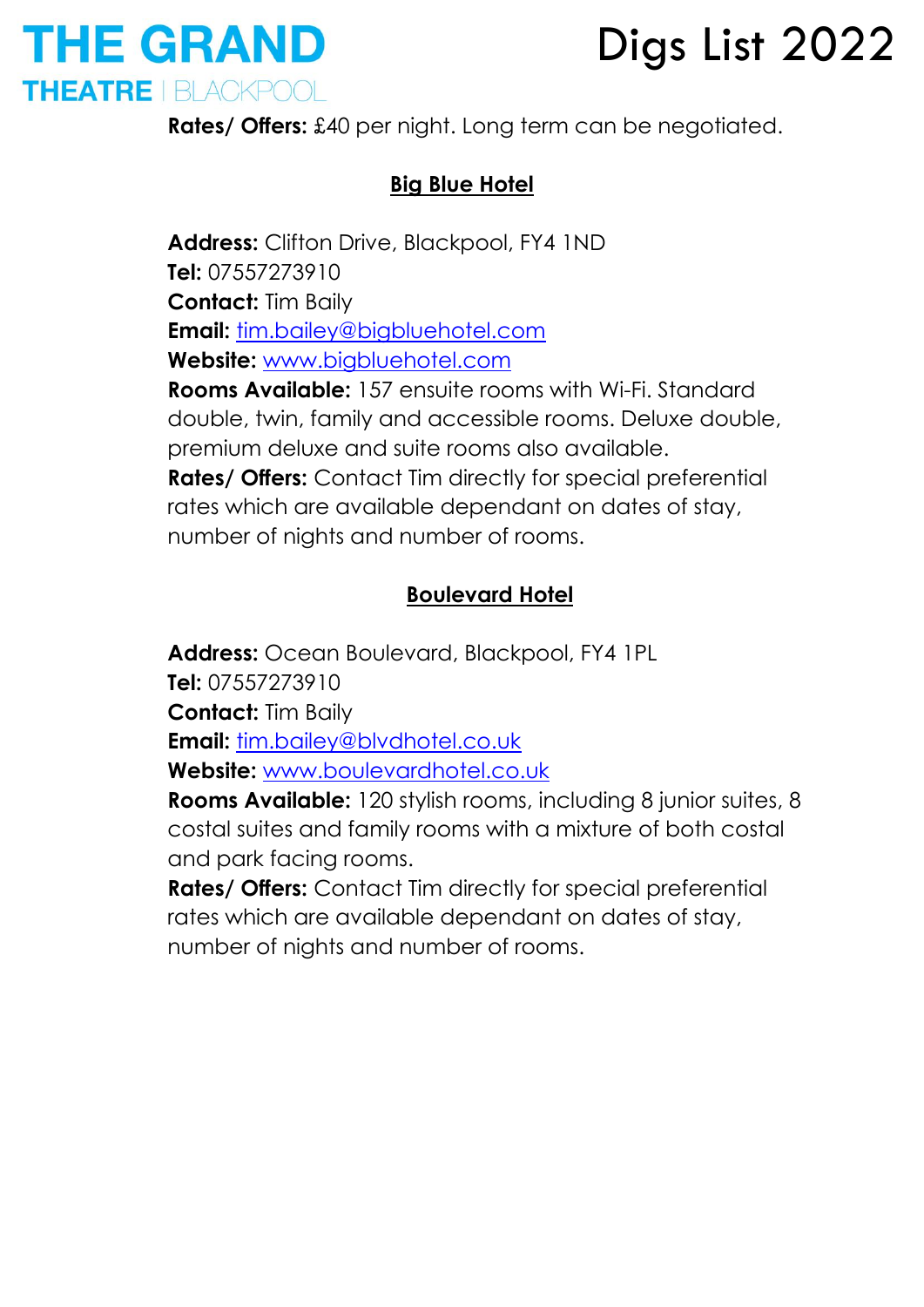**Rates/ Offers:** £40 per night. Long term can be negotiated.

## Big Blue Hotel

**Address:** Clifton Drive, Blackpool, FY4 1ND
**Tel:** 07557273910
**Contact:** Tim Baily
**Email:** tim.bailey@bigbluehotel.com
**Website:** www.bigbluehotel.com
**Rooms Available:** 157 ensuite rooms with Wi-Fi. Standard double, twin, family and accessible rooms. Deluxe double, premium deluxe and suite rooms also available.
**Rates/ Offers:** Contact Tim directly for special preferential rates which are available dependant on dates of stay, number of nights and number of rooms.

## Boulevard Hotel

**Address:** Ocean Boulevard, Blackpool, FY4 1PL
**Tel:** 07557273910
**Contact:** Tim Baily
**Email:** tim.bailey@blvdhotel.co.uk
**Website:** www.boulevardhotel.co.uk
**Rooms Available:** 120 stylish rooms, including 8 junior suites, 8 costal suites and family rooms with a mixture of both costal and park facing rooms.
**Rates/ Offers:** Contact Tim directly for special preferential rates which are available dependant on dates of stay, number of nights and number of rooms.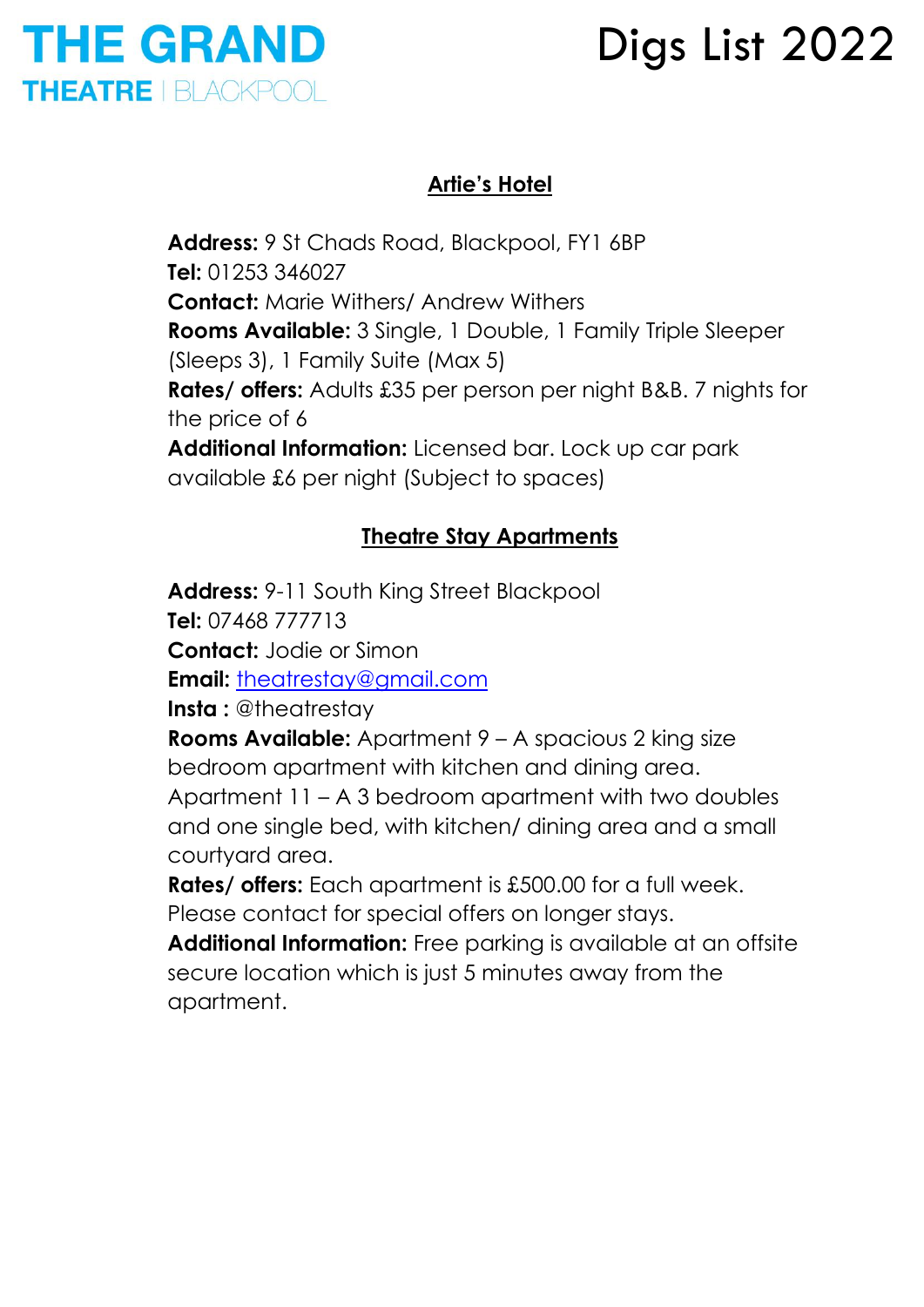## Artie's Hotel

**Address:** 9 St Chads Road, Blackpool, FY1 6BP
**Tel:** 01253 346027
**Contact:** Marie Withers/ Andrew Withers
**Rooms Available:** 3 Single, 1 Double, 1 Family Triple Sleeper (Sleeps 3), 1 Family Suite (Max 5)
**Rates/ offers:** Adults £35 per person per night B&B. 7 nights for the price of 6
**Additional Information:** Licensed bar. Lock up car park available £6 per night (Subject to spaces)

## Theatre Stay Apartments

**Address:** 9-11 South King Street Blackpool
**Tel:** 07468 777713
**Contact:** Jodie or Simon
**Email:** theatrestay@gmail.com
**Insta :** @theatrestay
**Rooms Available:** Apartment 9 – A spacious 2 king size bedroom apartment with kitchen and dining area.
Apartment 11 – A 3 bedroom apartment with two doubles and one single bed, with kitchen/ dining area and a small courtyard area.
**Rates/ offers:** Each apartment is £500.00 for a full week. Please contact for special offers on longer stays.
**Additional Information:** Free parking is available at an offsite secure location which is just 5 minutes away from the apartment.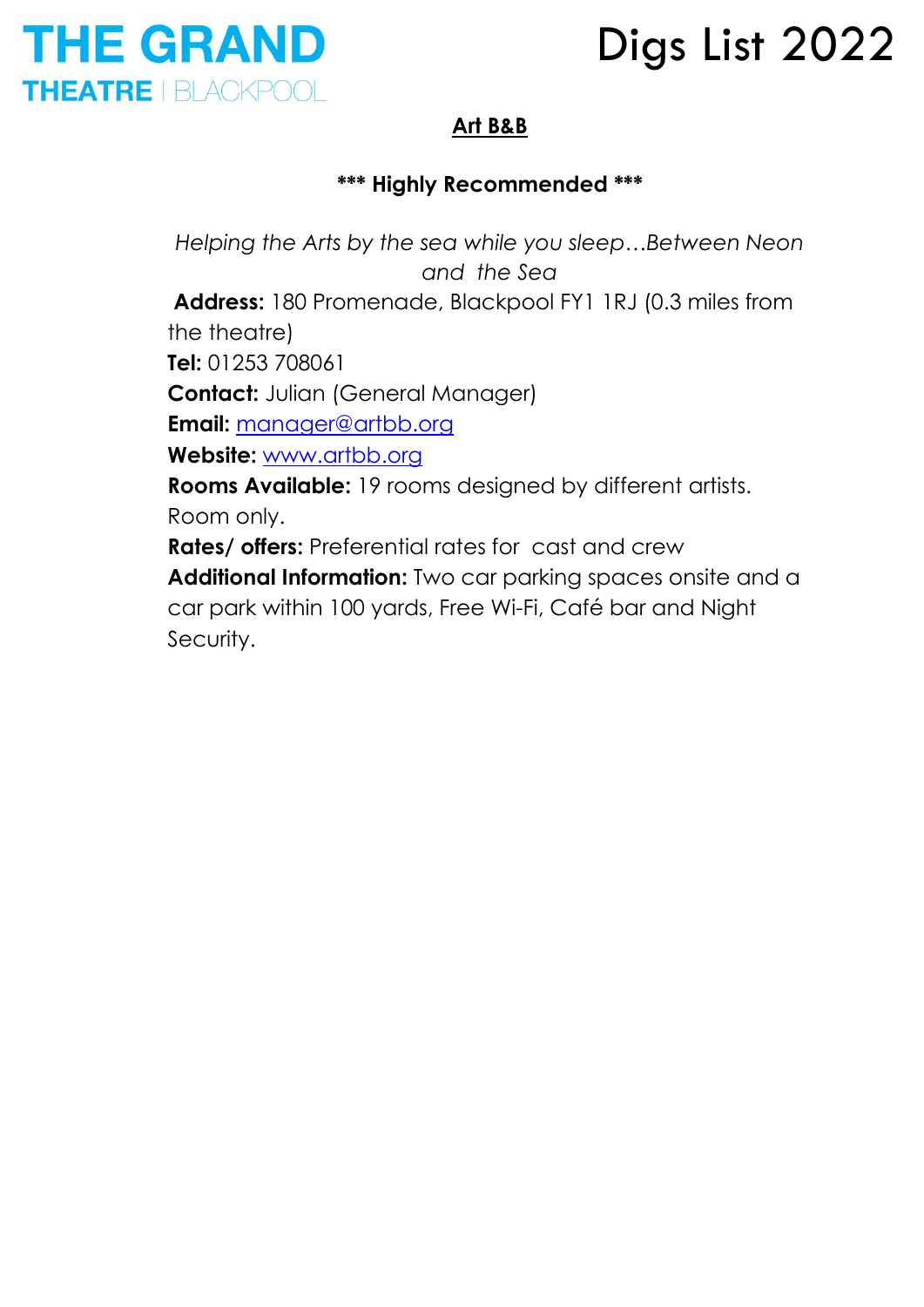## Art B&B

**\*\*\* Highly Recommended \*\*\***

*Helping the Arts by the sea while you sleep…Between Neon and the Sea*

**Address:** 180 Promenade, Blackpool FY1 1RJ (0.3 miles from the theatre)
**Tel:** 01253 708061
**Contact:** Julian (General Manager)
**Email:** manager@artbb.org
**Website:** www.artbb.org
**Rooms Available:** 19 rooms designed by different artists. Room only.
**Rates/ offers:** Preferential rates for cast and crew
**Additional Information:** Two car parking spaces onsite and a car park within 100 yards, Free Wi-Fi, Café bar and Night Security.